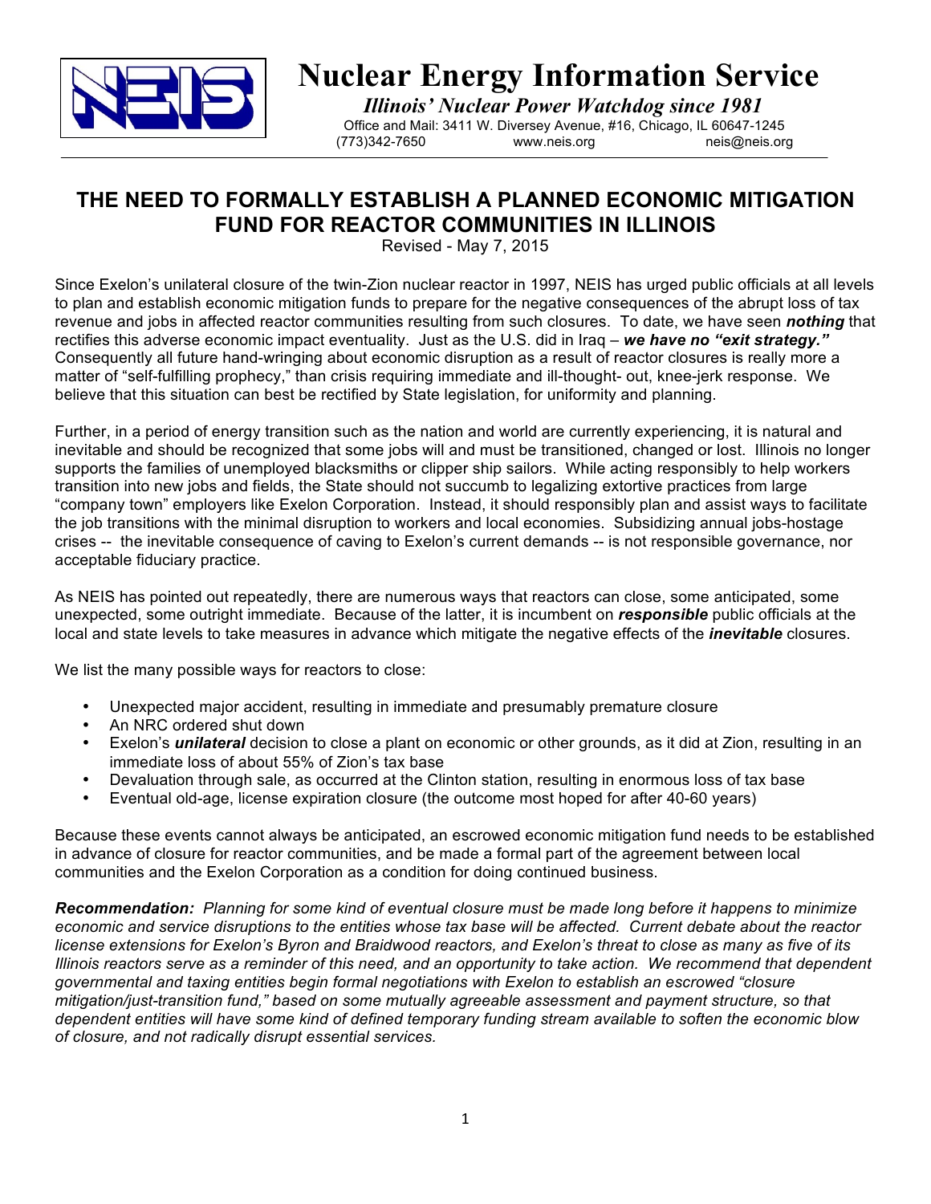# Nuclear Energy Information Service

***Illinois' Nuclear Power Watchdog since 1981***

Office and Mail: 3411 W. Diversey Avenue, #16, Chicago, IL 60647-1245

(773)342-7650 www.neis.org neis@neis.org

## THE NEED TO FORMALLY ESTABLISH A PLANNED ECONOMIC MITIGATION FUND FOR REACTOR COMMUNITIES IN ILLINOIS

Revised - May 7, 2015

Since Exelon's unilateral closure of the twin-Zion nuclear reactor in 1997, NEIS has urged public officials at all levels to plan and establish economic mitigation funds to prepare for the negative consequences of the abrupt loss of tax revenue and jobs in affected reactor communities resulting from such closures. To date, we have seen ***nothing*** that rectifies this adverse economic impact eventuality. Just as the U.S. did in Iraq – ***we have no "exit strategy."*** Consequently all future hand-wringing about economic disruption as a result of reactor closures is really more a matter of "self-fulfilling prophecy," than crisis requiring immediate and ill-thought- out, knee-jerk response. We believe that this situation can best be rectified by State legislation, for uniformity and planning.

Further, in a period of energy transition such as the nation and world are currently experiencing, it is natural and inevitable and should be recognized that some jobs will and must be transitioned, changed or lost. Illinois no longer supports the families of unemployed blacksmiths or clipper ship sailors. While acting responsibly to help workers transition into new jobs and fields, the State should not succumb to legalizing extortive practices from large "company town" employers like Exelon Corporation. Instead, it should responsibly plan and assist ways to facilitate the job transitions with the minimal disruption to workers and local economies. Subsidizing annual jobs-hostage crises -- the inevitable consequence of caving to Exelon's current demands -- is not responsible governance, nor acceptable fiduciary practice.

As NEIS has pointed out repeatedly, there are numerous ways that reactors can close, some anticipated, some unexpected, some outright immediate. Because of the latter, it is incumbent on ***responsible*** public officials at the local and state levels to take measures in advance which mitigate the negative effects of the ***inevitable*** closures.

We list the many possible ways for reactors to close:

- Unexpected major accident, resulting in immediate and presumably premature closure
- An NRC ordered shut down
- Exelon's ***unilateral*** decision to close a plant on economic or other grounds, as it did at Zion, resulting in an immediate loss of about 55% of Zion's tax base
- Devaluation through sale, as occurred at the Clinton station, resulting in enormous loss of tax base
- Eventual old-age, license expiration closure (the outcome most hoped for after 40-60 years)

Because these events cannot always be anticipated, an escrowed economic mitigation fund needs to be established in advance of closure for reactor communities, and be made a formal part of the agreement between local communities and the Exelon Corporation as a condition for doing continued business.

***Recommendation:*** *Planning for some kind of eventual closure must be made long before it happens to minimize economic and service disruptions to the entities whose tax base will be affected. Current debate about the reactor license extensions for Exelon's Byron and Braidwood reactors, and Exelon's threat to close as many as five of its Illinois reactors serve as a reminder of this need, and an opportunity to take action. We recommend that dependent governmental and taxing entities begin formal negotiations with Exelon to establish an escrowed "closure mitigation/just-transition fund," based on some mutually agreeable assessment and payment structure, so that dependent entities will have some kind of defined temporary funding stream available to soften the economic blow of closure, and not radically disrupt essential services.*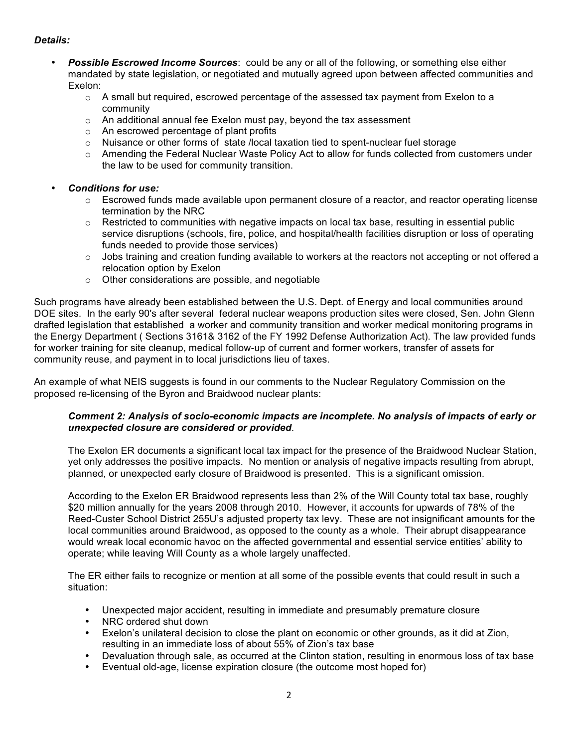***Details:***

- ***Possible Escrowed Income Sources***: could be any or all of the following, or something else either mandated by state legislation, or negotiated and mutually agreed upon between affected communities and Exelon:
  - A small but required, escrowed percentage of the assessed tax payment from Exelon to a community
  - An additional annual fee Exelon must pay, beyond the tax assessment
  - An escrowed percentage of plant profits
  - Nuisance or other forms of state /local taxation tied to spent-nuclear fuel storage
  - Amending the Federal Nuclear Waste Policy Act to allow for funds collected from customers under the law to be used for community transition.

- ***Conditions for use:***
  - Escrowed funds made available upon permanent closure of a reactor, and reactor operating license termination by the NRC
  - Restricted to communities with negative impacts on local tax base, resulting in essential public service disruptions (schools, fire, police, and hospital/health facilities disruption or loss of operating funds needed to provide those services)
  - Jobs training and creation funding available to workers at the reactors not accepting or not offered a relocation option by Exelon
  - Other considerations are possible, and negotiable

Such programs have already been established between the U.S. Dept. of Energy and local communities around DOE sites. In the early 90's after several federal nuclear weapons production sites were closed, Sen. John Glenn drafted legislation that established a worker and community transition and worker medical monitoring programs in the Energy Department ( Sections 3161& 3162 of the FY 1992 Defense Authorization Act). The law provided funds for worker training for site cleanup, medical follow-up of current and former workers, transfer of assets for community reuse, and payment in to local jurisdictions lieu of taxes.

An example of what NEIS suggests is found in our comments to the Nuclear Regulatory Commission on the proposed re-licensing of the Byron and Braidwood nuclear plants:

> ***Comment 2: Analysis of socio-economic impacts are incomplete. No analysis of impacts of early or unexpected closure are considered or provided***.
>
> The Exelon ER documents a significant local tax impact for the presence of the Braidwood Nuclear Station, yet only addresses the positive impacts. No mention or analysis of negative impacts resulting from abrupt, planned, or unexpected early closure of Braidwood is presented. This is a significant omission.
>
> According to the Exelon ER Braidwood represents less than 2% of the Will County total tax base, roughly \$20 million annually for the years 2008 through 2010. However, it accounts for upwards of 78% of the Reed-Custer School District 255U's adjusted property tax levy. These are not insignificant amounts for the local communities around Braidwood, as opposed to the county as a whole. Their abrupt disappearance would wreak local economic havoc on the affected governmental and essential service entities' ability to operate; while leaving Will County as a whole largely unaffected.
>
> The ER either fails to recognize or mention at all some of the possible events that could result in such a situation:
>
> - Unexpected major accident, resulting in immediate and presumably premature closure
> - NRC ordered shut down
> - Exelon's unilateral decision to close the plant on economic or other grounds, as it did at Zion, resulting in an immediate loss of about 55% of Zion's tax base
> - Devaluation through sale, as occurred at the Clinton station, resulting in enormous loss of tax base
> - Eventual old-age, license expiration closure (the outcome most hoped for)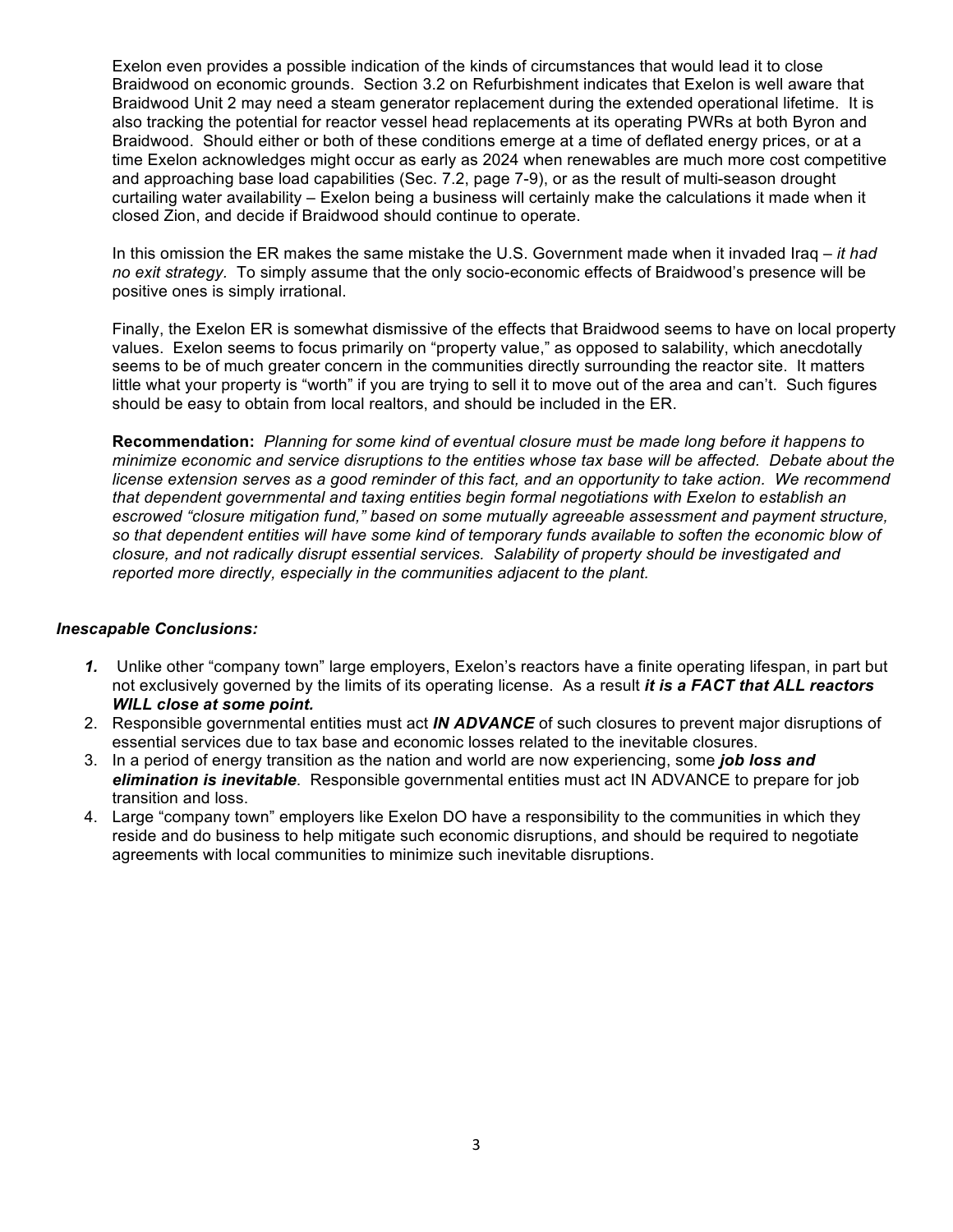Exelon even provides a possible indication of the kinds of circumstances that would lead it to close Braidwood on economic grounds. Section 3.2 on Refurbishment indicates that Exelon is well aware that Braidwood Unit 2 may need a steam generator replacement during the extended operational lifetime. It is also tracking the potential for reactor vessel head replacements at its operating PWRs at both Byron and Braidwood. Should either or both of these conditions emerge at a time of deflated energy prices, or at a time Exelon acknowledges might occur as early as 2024 when renewables are much more cost competitive and approaching base load capabilities (Sec. 7.2, page 7-9), or as the result of multi-season drought curtailing water availability – Exelon being a business will certainly make the calculations it made when it closed Zion, and decide if Braidwood should continue to operate.

In this omission the ER makes the same mistake the U.S. Government made when it invaded Iraq – *it had no exit strategy.* To simply assume that the only socio-economic effects of Braidwood's presence will be positive ones is simply irrational.

Finally, the Exelon ER is somewhat dismissive of the effects that Braidwood seems to have on local property values. Exelon seems to focus primarily on "property value," as opposed to salability, which anecdotally seems to be of much greater concern in the communities directly surrounding the reactor site. It matters little what your property is "worth" if you are trying to sell it to move out of the area and can't. Such figures should be easy to obtain from local realtors, and should be included in the ER.

**Recommendation:** *Planning for some kind of eventual closure must be made long before it happens to minimize economic and service disruptions to the entities whose tax base will be affected. Debate about the license extension serves as a good reminder of this fact, and an opportunity to take action. We recommend that dependent governmental and taxing entities begin formal negotiations with Exelon to establish an escrowed "closure mitigation fund," based on some mutually agreeable assessment and payment structure, so that dependent entities will have some kind of temporary funds available to soften the economic blow of closure, and not radically disrupt essential services. Salability of property should be investigated and reported more directly, especially in the communities adjacent to the plant.*

***Inescapable Conclusions:***

1. Unlike other "company town" large employers, Exelon's reactors have a finite operating lifespan, in part but not exclusively governed by the limits of its operating license. As a result ***it is a FACT that ALL reactors WILL close at some point.***
2. Responsible governmental entities must act ***IN ADVANCE*** of such closures to prevent major disruptions of essential services due to tax base and economic losses related to the inevitable closures.
3. In a period of energy transition as the nation and world are now experiencing, some ***job loss and elimination is inevitable***. Responsible governmental entities must act IN ADVANCE to prepare for job transition and loss.
4. Large "company town" employers like Exelon DO have a responsibility to the communities in which they reside and do business to help mitigate such economic disruptions, and should be required to negotiate agreements with local communities to minimize such inevitable disruptions.